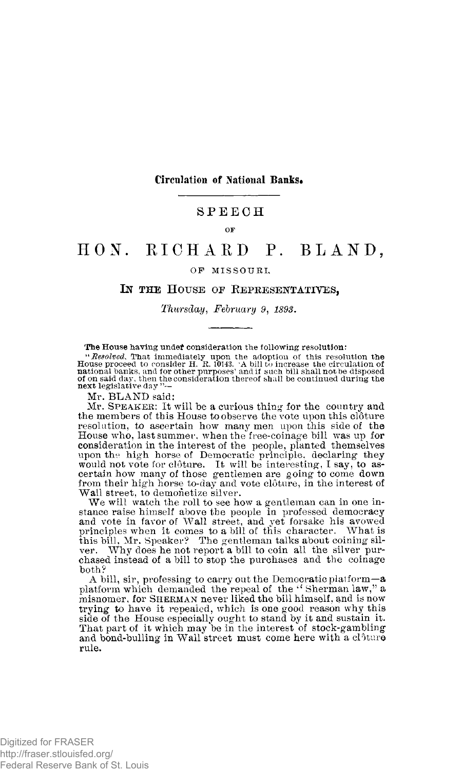## Circulation of National Banks.

### SPEECH

OF

# HON. RICHARD P. BLAND,

OF MISSOURI,

IN THE HOUSE OF REPRESENTATIVES,

*Thursday, February 9, 1893.*

The House having under consideration the following resolution:

"*Resolved*, That immediately upon the adoption of this resolution the House proceed to consider H. R. 10143, 'A bill to increase the circulation of national banks, and for other purposes' and if such bill shall not be disposed of on said day, then the consideration thereof shall be continued during the next legislative day"—

Mr. BLAND said:

Mr. SPEAKER: It will be a curious thing for the country and the members of this House to observe the vote upon this clôture resolution, to ascertain how many men upon this side of the House who, last summer, when the free-coinage bill was up for consideration in the interest of the people, planted themselves upon the high horse of Democratic principle, declaring they would not vote for clôture. It will be interesting, I say, to ascertain how many of those gentlemen are going to come down from their high horse to-day and vote clôture, in the interest of Wall street, to demonetize silver.

We will watch the roll to see how a gentleman can in one instance raise himself above the people in professed democracy and vote in favor of Wall street, and yet forsake his avowed principles when it comes to a bill of this character. What is this bill, Mr. Speaker? The gentleman talks about coining silver. Why does he not report a bill to coin all the silver purchased instead of a bill to stop the purchases and the coinage both?

A bill, sir, professing to carry out the Democratic platform—a platform which demanded the repeal of the "Sherman law," a misnomer, for SHERMAN never liked the bill himself, and is now trying to have it repealed, which is one good reason why this side of the House especially ought to stand by it and sustain it. That part of it which may be in the interest of stock-gambling and bond-bulling in Wall street must come here with a clôture rule.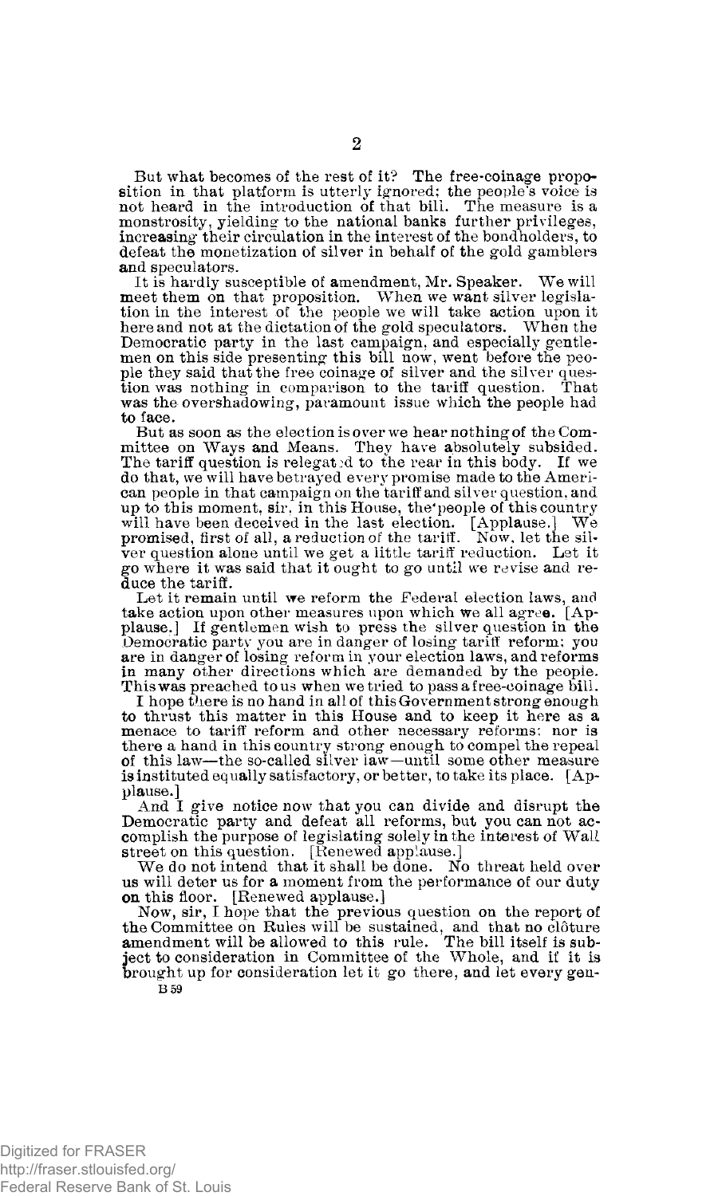But what becomes of the rest of it? The free-coinage proposition in that platform is utterly ignored; the people's voice is not heard in the introduction of that bill. The measure is a monstrosity, yielding to the national banks further privileges, increasing their circulation in the interest of the bondholders, to defeat the monetization of silver in behalf of the gold gamblers and speculators.

It is hardly susceptible of amendment, Mr. Speaker. We will meet them on that proposition. When we want silver legislation in the interest of the people we will take action upon it here and not at the dictation of the gold speculators. When the Democratic party in the last campaign, and especially gentlemen on this side presenting this bill now, went before the people they said that the free coinage of silver and the silver question was nothing in comparison to the tariff question. That was the overshadowing, paramount issue which the people had to face.

But as soon as the election is over we hear nothing of the Committee on Ways and Means. They have absolutely subsided. The tariff question is relegated to the rear in this body. If we do that, we will have betrayed every promise made to the American people in that campaign on the tariff and silver question, and up to this moment, sir, in this House, the people of this country will have been deceived in the last election. [Applause.] We promised, first of all, a reduction of the tariff. Now, let the silver question alone until we get a little tariff reduction. Let it go where it was said that it ought to go until we revise and reduce the tariff.

Let it remain until we reform the Federal election laws, and take action upon other measures upon which we all agree. [Applause.] If gentlemen wish to press the silver question in the Democratic party you are in danger of losing tariff reform; you are in danger of losing reform in your election laws, and reforms in many other directions which are demanded by the people. This was preached to us when we tried to pass a free-coinage bill.

I hope there is no hand in all of this Government strong enough to thrust this matter in this House and to keep it here as a menace to tariff reform and other necessary reforms; nor is there a hand in this country strong enough to compel the repeal of this law—the so-called silver law—until some other measure is instituted equally satisfactory, or better, to take its place. [Applause.]

And I give notice now that you can divide and disrupt the Democratic party and defeat all reforms, but you can not accomplish the purpose of legislating solely in the interest of Wall street on this question. [Renewed applause.]

We do not intend that it shall be done. No threat held over us will deter us for a moment from the performance of our duty on this floor. [Renewed applause.]

Now, sir, I hope that the previous question on the report of the Committee on Rules will be sustained, and that no clôture amendment will be allowed to this rule. The bill itself is subject to consideration in Committee of the Whole, and if it is brought up for consideration let it go there, and let every gen-

B 59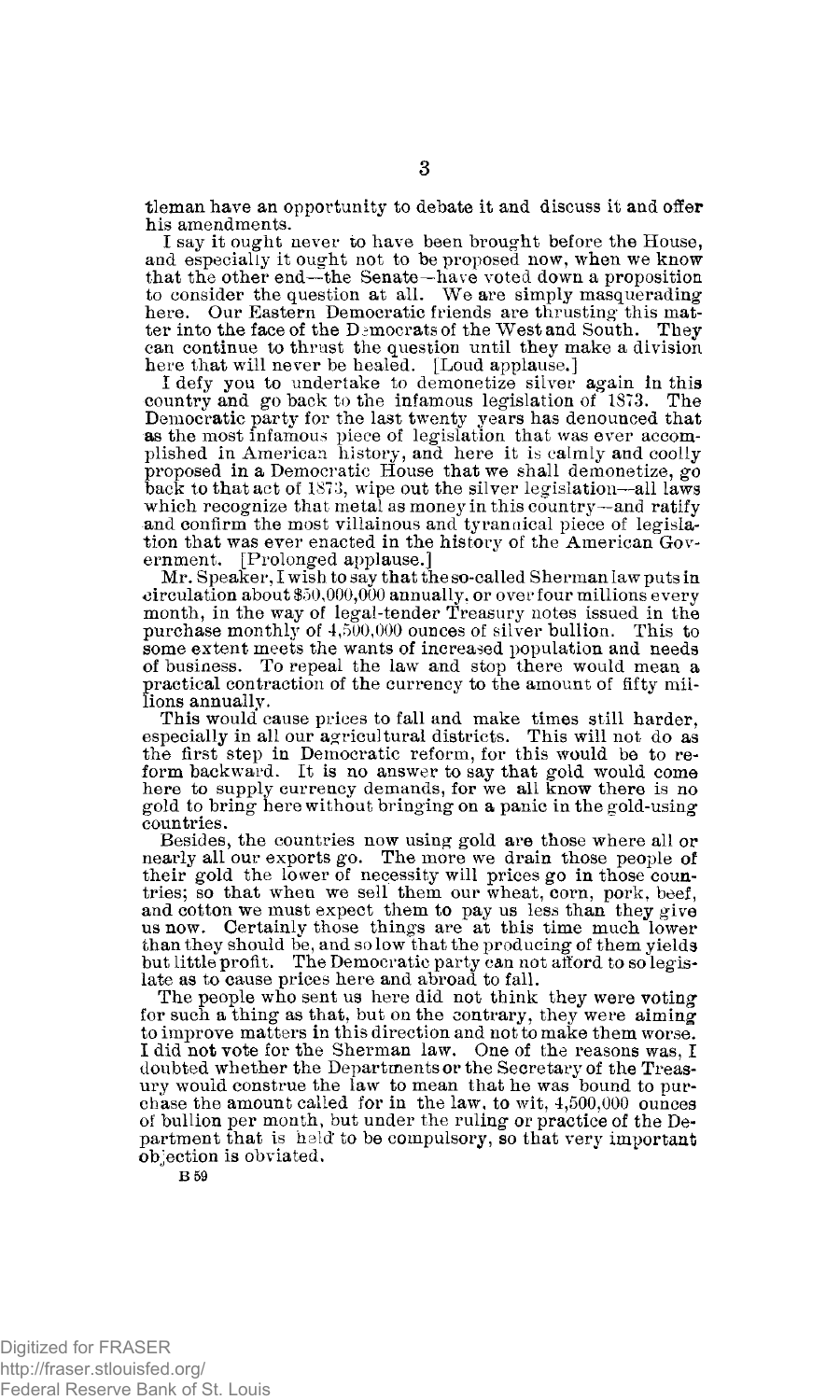tleman have an opportunity to debate it and discuss it and offer his amendments.

I say it ought never to have been brought before the House, and especially it ought not to be proposed now, when we know that the other end—the Senate—have voted down a proposition to consider the question at all. We are simply masquerading here. Our Eastern Democratic friends are thrusting this matter into the face of the Democrats of the West and South. They can continue to thrust the question until they make a division here that will never be healed. [Loud applause.]

I defy you to undertake to demonetize silver again in this country and go back to the infamous legislation of 1873. The Democratic party for the last twenty years has denounced that as the most infamous piece of legislation that was ever accomplished in American history, and here it is calmly and coolly proposed in a Democratic House that we shall demonetize, go back to that act of 1873, wipe out the silver legislation—all laws which recognize that metal as money in this country—and ratify and confirm the most villainous and tyrannical piece of legislation that was ever enacted in the history of the American Government. [Prolonged applause.]

Mr. Speaker, I wish to say that the so-called Sherman law puts in circulation about $50,000,000 annually, or over four millions every month, in the way of legal-tender Treasury notes issued in the purchase monthly of 4,500,000 ounces of silver bullion. This to some extent meets the wants of increased population and needs of business. To repeal the law and stop there would mean a practical contraction of the currency to the amount of fifty millions annually.

This would cause prices to fall and make times still harder, especially in all our agricultural districts. This will not do as the first step in Democratic reform, for this would be to reform backward. It is no answer to say that gold would come here to supply currency demands, for we all know there is no gold to bring here without bringing on a panic in the gold-using countries.

Besides, the countries now using gold are those where all or nearly all our exports go. The more we drain those people of their gold the lower of necessity will prices go in those countries; so that when we sell them our wheat, corn, pork, beef, and cotton we must expect them to pay us less than they give us now. Certainly those things are at this time much lower than they should be, and so low that the producing of them yields but little profit. The Democratic party can not afford to so legislate as to cause prices here and abroad to fall.

The people who sent us here did not think they were voting for such a thing as that, but on the contrary, they were aiming to improve matters in this direction and not to make them worse. I did not vote for the Sherman law. One of the reasons was, I doubted whether the Departments or the Secretary of the Treasury would construe the law to mean that he was bound to purchase the amount called for in the law, to wit, 4,500,000 ounces of bullion per month, but under the ruling or practice of the Department that is held to be compulsory, so that very important objection is obviated.

B 59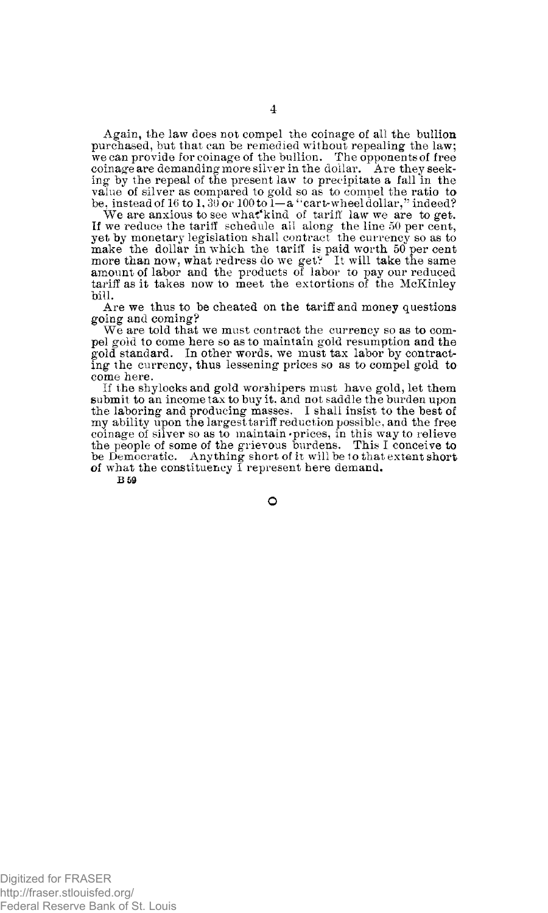Again, the law does not compel the coinage of all the bullion purchased, but that can be remedied without repealing the law; we can provide for coinage of the bullion. The opponents of free coinage are demanding more silver in the dollar. Are they seeking by the repeal of the present law to precipitate a fall in the value of silver as compared to gold so as to compel the ratio to be, instead of 16 to 1, 30 or 100 to 1—a "cart-wheel dollar," indeed?

We are anxious to see what kind of tariff law we are to get. If we reduce the tariff schedule all along the line 50 per cent, yet by monetary legislation shall contract the currency so as to make the dollar in which the tariff is paid worth 50 per cent more than now, what redress do we get? It will take the same amount of labor and the products of labor to pay our reduced tariff as it takes now to meet the extortions of the McKinley bill.

Are we thus to be cheated on the tariff and money questions going and coming?

We are told that we must contract the currency so as to compel gold to come here so as to maintain gold resumption and the gold standard. In other words, we must tax labor by contracting the currency, thus lessening prices so as to compel gold to come here.

If the shylocks and gold worshipers must have gold, let them submit to an income tax to buy it, and not saddle the burden upon the laboring and producing masses. I shall insist to the best of my ability upon the largest tariff reduction possible, and the free coinage of silver so as to maintain prices, in this way to relieve the people of some of the grievous burdens. This I conceive to be Democratic. Anything short of it will be to that extent short of what the constituency I represent here demand.

B 59

○